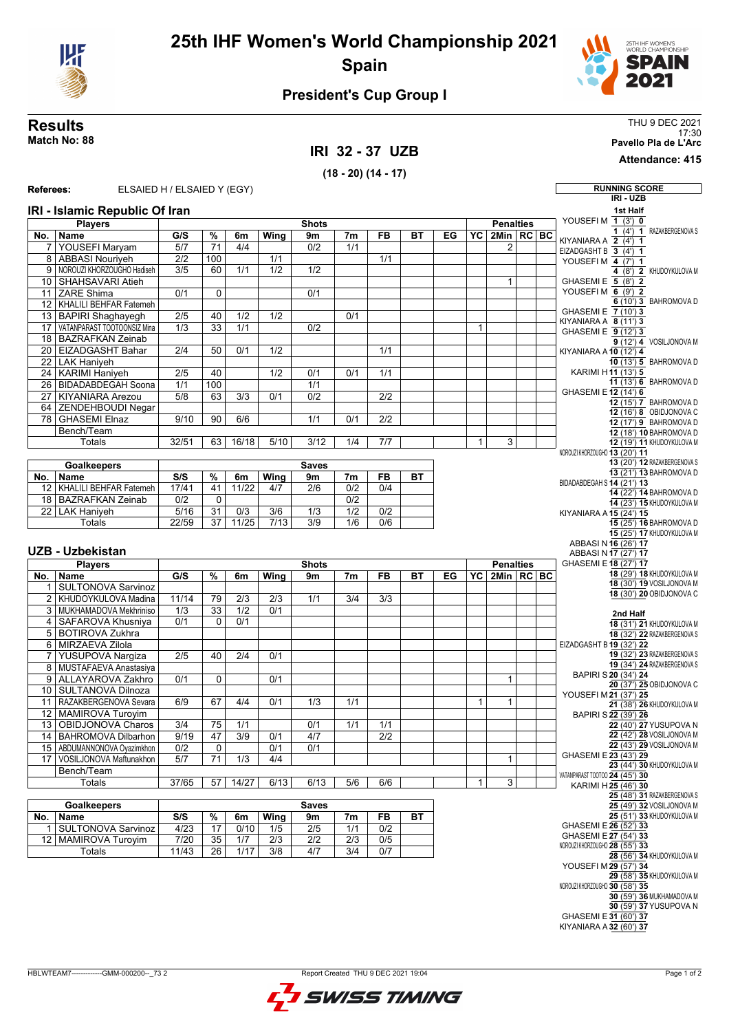# 25th IHF Women's World Championship 2021
## Spain

### President's Cup Group I

**Results**
**Match No: 88**

THU 9 DEC 2021
17:30
**Pavello Pla de L'Arc**
**Attendance: 415**

## IRI 32 - 37 UZB

**(18 - 20) (14 - 17)**

**Referees:** ELSAIED H / ELSAIED Y (EGY)

### IRI - Islamic Republic Of Iran

| No. | Name | G/S | % | 6m | Wing | 9m | 7m | FB | BT | EG | YC | 2Min | RC | BC |
|---|---|---|---|---|---|---|---|---|---|---|---|---|---|---|
| 7 | YOUSEFI Maryam | 5/7 | 71 | 4/4 | | 0/2 | 1/1 | | | | | 2 | | |
| 8 | ABBASI Nouriyeh | 2/2 | 100 | | 1/1 | | | 1/1 | | | | | | |
| 9 | NOROUZI KHORZOUGHO Hadiseh | 3/5 | 60 | 1/1 | 1/2 | 1/2 | | | | | | | | |
| 10 | SHAHSAVARI Atieh | | | | | | | | | | | 1 | | |
| 11 | ZARE Shima | 0/1 | 0 | | | 0/1 | | | | | | | | |
| 12 | KHALILI BEHFAR Fatemeh | | | | | | | | | | | | | |
| 13 | BAPIRI Shaghayegh | 2/5 | 40 | 1/2 | 1/2 | | 0/1 | | | | | | | |
| 17 | VATANPARAST TOOTOONSIZ Mina | 1/3 | 33 | 1/1 | | 0/2 | | | | | 1 | | | |
| 18 | BAZRAFKAN Zeinab | | | | | | | | | | | | | |
| 20 | EIZADGASHT Bahar | 2/4 | 50 | 0/1 | 1/2 | | | 1/1 | | | | | | |
| 22 | LAK Haniyeh | | | | | | | | | | | | | |
| 24 | KARIMI Haniyeh | 2/5 | 40 | | 1/2 | 0/1 | 0/1 | 1/1 | | | | | | |
| 26 | BIDADABDEGAH Soona | 1/1 | 100 | | | 1/1 | | | | | | | | |
| 27 | KIYANIARA Arezou | 5/8 | 63 | 3/3 | 0/1 | 0/2 | | 2/2 | | | | | | |
| 64 | ZENDEHBOUDI Negar | | | | | | | | | | | | | |
| 78 | GHASEMI Elnaz | 9/10 | 90 | 6/6 | | 1/1 | 0/1 | 2/2 | | | | | | |
| | Bench/Team | | | | | | | | | | | | | |
| | Totals | 32/51 | 63 | 16/18 | 5/10 | 3/12 | 1/4 | 7/7 | | | 1 | 3 | | |

| No. | Goalkeepers | S/S | % | 6m | Wing | 9m | 7m | FB | BT |
|---|---|---|---|---|---|---|---|---|---|
| 12 | KHALILI BEHFAR Fatemeh | 17/41 | 41 | 11/22 | 4/7 | 2/6 | 0/2 | 0/4 | |
| 18 | BAZRAFKAN Zeinab | 0/2 | 0 | | | | 0/2 | | |
| 22 | LAK Haniyeh | 5/16 | 31 | 0/3 | 3/6 | 1/3 | 1/2 | 0/2 | |
| | Totals | 22/59 | 37 | 11/25 | 7/13 | 3/9 | 1/6 | 0/6 | |

### UZB - Uzbekistan

| No. | Name | G/S | % | 6m | Wing | 9m | 7m | FB | BT | EG | YC | 2Min | RC | BC |
|---|---|---|---|---|---|---|---|---|---|---|---|---|---|---|
| 1 | SULTONOVA Sarvinoz | | | | | | | | | | | | | |
| 2 | KHUDOYKULOVA Madina | 11/14 | 79 | 2/3 | 2/3 | 1/1 | 3/4 | 3/3 | | | | | | |
| 3 | MUKHAMADOVA Mekhriniso | 1/3 | 33 | 1/2 | 0/1 | | | | | | | | | |
| 4 | SAFAROVA Khusniya | 0/1 | 0 | 0/1 | | | | | | | | | | |
| 5 | BOTIROVA Zukhra | | | | | | | | | | | | | |
| 6 | MIRZAEVA Zilola | | | | | | | | | | | | | |
| 7 | YUSUPOVA Nargiza | 2/5 | 40 | 2/4 | 0/1 | | | | | | | | | |
| 8 | MUSTAFAEVA Anastasiya | | | | | | | | | | | | | |
| 9 | ALLAYAROVA Zakhro | 0/1 | 0 | | 0/1 | | | | | | | 1 | | |
| 10 | SULTONOVA Dilnoza | | | | | | | | | | | | | |
| 11 | RAZAKBERGENOVA Sevara | 6/9 | 67 | 4/4 | 0/1 | 1/3 | 1/1 | | | | 1 | 1 | | |
| 12 | MAMIROVA Turoyim | | | | | | | | | | | | | |
| 13 | OBIDJONOVA Charos | 3/4 | 75 | 1/1 | | 0/1 | 1/1 | 1/1 | | | | | | |
| 14 | BAHROMOVA Dilbarhon | 9/19 | 47 | 3/9 | 0/1 | 4/7 | | 2/2 | | | | | | |
| 15 | ABDUMANNONOVA Oyazimkhon | 0/2 | 0 | | 0/1 | 0/1 | | | | | | | | |
| 17 | VOSILJONOVA Maftunakhon | 5/7 | 71 | 1/3 | 4/4 | | | | | | | 1 | | |
| | Bench/Team | | | | | | | | | | | | | |
| | Totals | 37/65 | 57 | 14/27 | 6/13 | 6/13 | 5/6 | 6/6 | | | 1 | 3 | | |

| No. | Goalkeepers | S/S | % | 6m | Wing | 9m | 7m | FB | BT |
|---|---|---|---|---|---|---|---|---|---|
| 1 | SULTONOVA Sarvinoz | 4/23 | 17 | 0/10 | 1/5 | 2/5 | 1/1 | 0/2 | |
| 12 | MAMIROVA Turoyim | 7/20 | 35 | 1/7 | 2/3 | 2/2 | 2/3 | 0/5 | |
| | Totals | 11/43 | 26 | 1/17 | 3/8 | 4/7 | 3/4 | 0/7 | |

### RUNNING SCORE
IRI - UZB

**1st Half**

| IRI | Score | Time | UZB |
|---|---|---|---|
| YOUSEFI M | 1 - 0 | 3' | |
| | 1 - 1 | 4' | RAZAKBERGENOVA S |
| KIYANIARA A | 2 - 1 | 4' | |
| EIZADGASHT B | 3 - 1 | 4' | |
| YOUSEFI M | 4 - 1 | 7' | |
| | 4 - 2 | 8' | KHUDOYKULOVA M |
| GHASEMI E | 5 - 2 | 8' | |
| YOUSEFI M | 6 - 2 | 9' | |
| | 6 - 3 | 10' | BAHROMOVA D |
| GHASEMI E | 7 - 3 | 10' | |
| KIYANIARA A | 8 - 3 | 11' | |
| GHASEMI E | 9 - 3 | 12' | |
| | 9 - 4 | 12' | VOSILJONOVA M |
| KIYANIARA A | 10 - 4 | 12' | |
| | 10 - 5 | 13' | BAHROMOVA D |
| KARIMI H | 11 - 5 | 13' | |
| | 11 - 6 | 13' | BAHROMOVA D |
| GHASEMI E | 12 - 6 | 14' | |
| | 12 - 7 | 15' | BAHROMOVA D |
| | 12 - 8 | 16' | OBIDJONOVA C |
| | 12 - 9 | 17' | BAHROMOVA D |
| | 12 - 10 | 18' | BAHROMOVA D |
| | 12 - 11 | 19' | KHUDOYKULOVA M |
| NOROUZI KHORZOUGHO | 13 - 11 | 20' | |
| | 13 - 12 | 20' | RAZAKBERGENOVA S |
| | 13 - 13 | 21' | BAHROMOVA D |
| BIDADABDEGAH S | 14 - 13 | 21' | |
| | 14 - 14 | 22' | BAHROMOVA D |
| | 14 - 15 | 23' | KHUDOYKULOVA M |
| KIYANIARA A | 15 - 15 | 24' | |
| | 15 - 16 | 25' | BAHROMOVA D |
| | 15 - 17 | 25' | KHUDOYKULOVA M |
| ABBASI N | 16 - 17 | 26' | |
| ABBASI N | 17 - 17 | 27' | |
| GHASEMI E | 18 - 17 | 27' | |
| | 18 - 18 | 29' | KHUDOYKULOVA M |
| | 18 - 19 | 30' | VOSILJONOVA M |
| | 18 - 20 | 30' | OBIDJONOVA C |

**2nd Half**

| IRI | Score | Time | UZB |
|---|---|---|---|
| | 18 - 21 | 31' | KHUDOYKULOVA M |
| | 18 - 22 | 32' | RAZAKBERGENOVA S |
| EIZADGASHT B | 19 - 22 | 32' | |
| | 19 - 23 | 32' | RAZAKBERGENOVA S |
| | 19 - 24 | 34' | RAZAKBERGENOVA S |
| BAPIRI S | 20 - 24 | 34' | |
| | 20 - 25 | 37' | OBIDJONOVA C |
| YOUSEFI M | 21 - 25 | 37' | |
| | 21 - 26 | 38' | KHUDOYKULOVA M |
| BAPIRI S | 22 - 26 | 39' | |
| | 22 - 27 | 40' | YUSUPOVA N |
| | 22 - 28 | 42' | VOSILJONOVA M |
| | 22 - 29 | 43' | VOSILJONOVA M |
| GHASEMI E | 23 - 29 | 43' | |
| | 23 - 30 | 44' | KHUDOYKULOVA M |
| VATANPARAST TOOTOO | 24 - 30 | 45' | |
| KARIMI H | 25 - 30 | 46' | |
| | 25 - 31 | 48' | RAZAKBERGENOVA S |
| | 25 - 32 | 49' | VOSILJONOVA M |
| | 25 - 33 | 51' | KHUDOYKULOVA M |
| GHASEMI E | 26 - 33 | 52' | |
| GHASEMI E | 27 - 33 | 54' | |
| NOROUZI KHORZOUGHO | 28 - 33 | 55' | |
| | 28 - 34 | 56' | KHUDOYKULOVA M |
| YOUSEFI M | 29 - 34 | 57' | |
| | 29 - 35 | 58' | KHUDOYKULOVA M |
| NOROUZI KHORZOUGHO | 30 - 35 | 58' | |
| | 30 - 36 | 59' | MUKHAMADOVA M |
| | 30 - 37 | 59' | YUSUPOVA N |
| GHASEMI E | 31 - 37 | 60' | |
| KIYANIARA A | 32 - 37 | 60' | |

HBLWTEAM7-------------GMM-000200--_73 2 Report Created THU 9 DEC 2021 19:04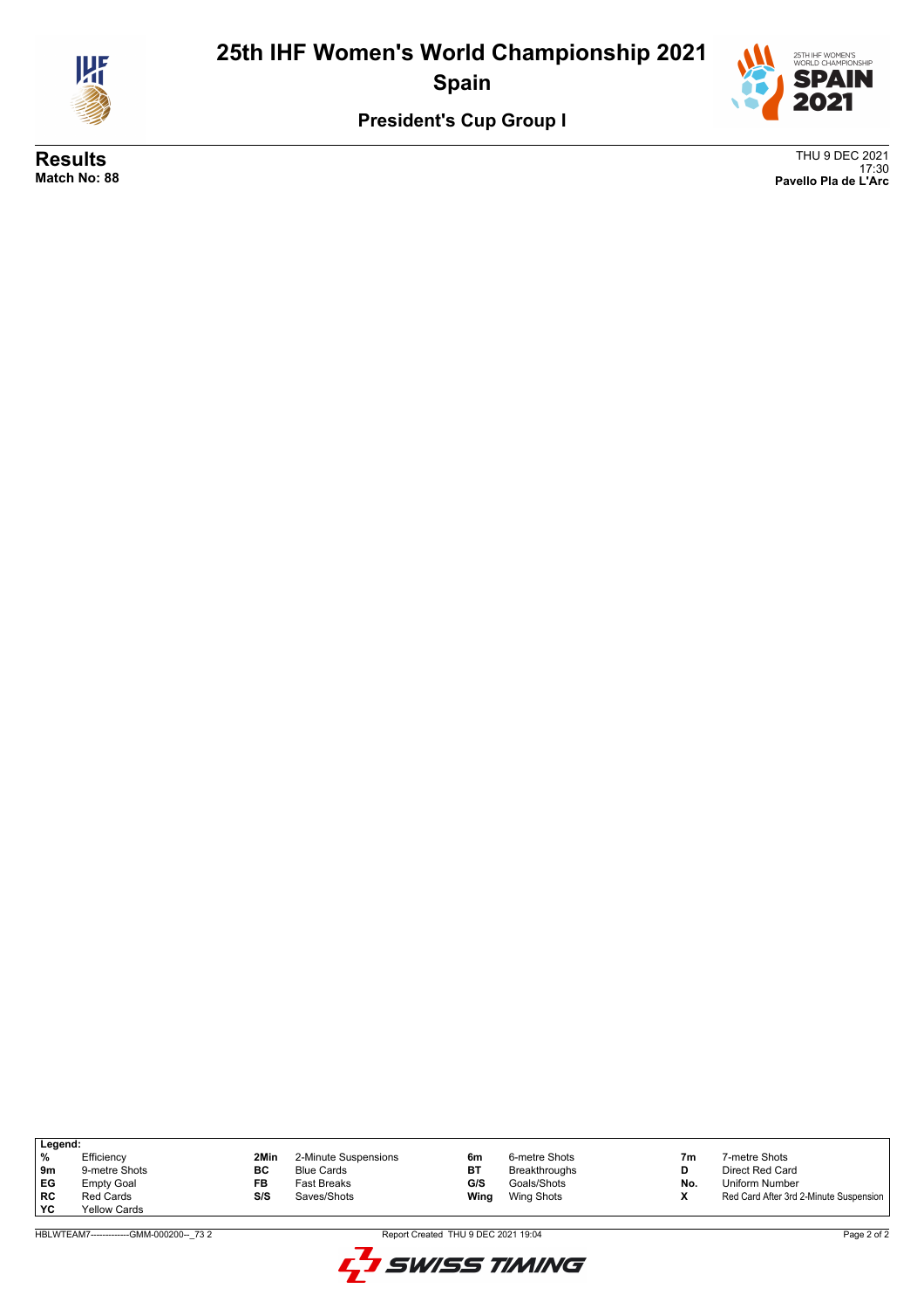# 25th IHF Women's World Championship 2021

## Spain

### President's Cup Group I

**Results**
**Match No: 88**

THU 9 DEC 2021
17:30
**Pavello Pla de L'Arc**

**Legend:**

| | | | | | | | |
|---|---|---|---|---|---|---|---|
| **%** | Efficiency | **2Min** | 2-Minute Suspensions | **6m** | 6-metre Shots | **7m** | 7-metre Shots |
| **9m** | 9-metre Shots | **BC** | Blue Cards | **BT** | Breakthroughs | **D** | Direct Red Card |
| **EG** | Empty Goal | **FB** | Fast Breaks | **G/S** | Goals/Shots | **No.** | Uniform Number |
| **RC** | Red Cards | **S/S** | Saves/Shots | **Wing** | Wing Shots | **X** | Red Card After 3rd 2-Minute Suspension |
| **YC** | Yellow Cards | | | | | | |

HBLWTEAM7-------------GMM-000200--_73 2 Report Created THU 9 DEC 2021 19:04